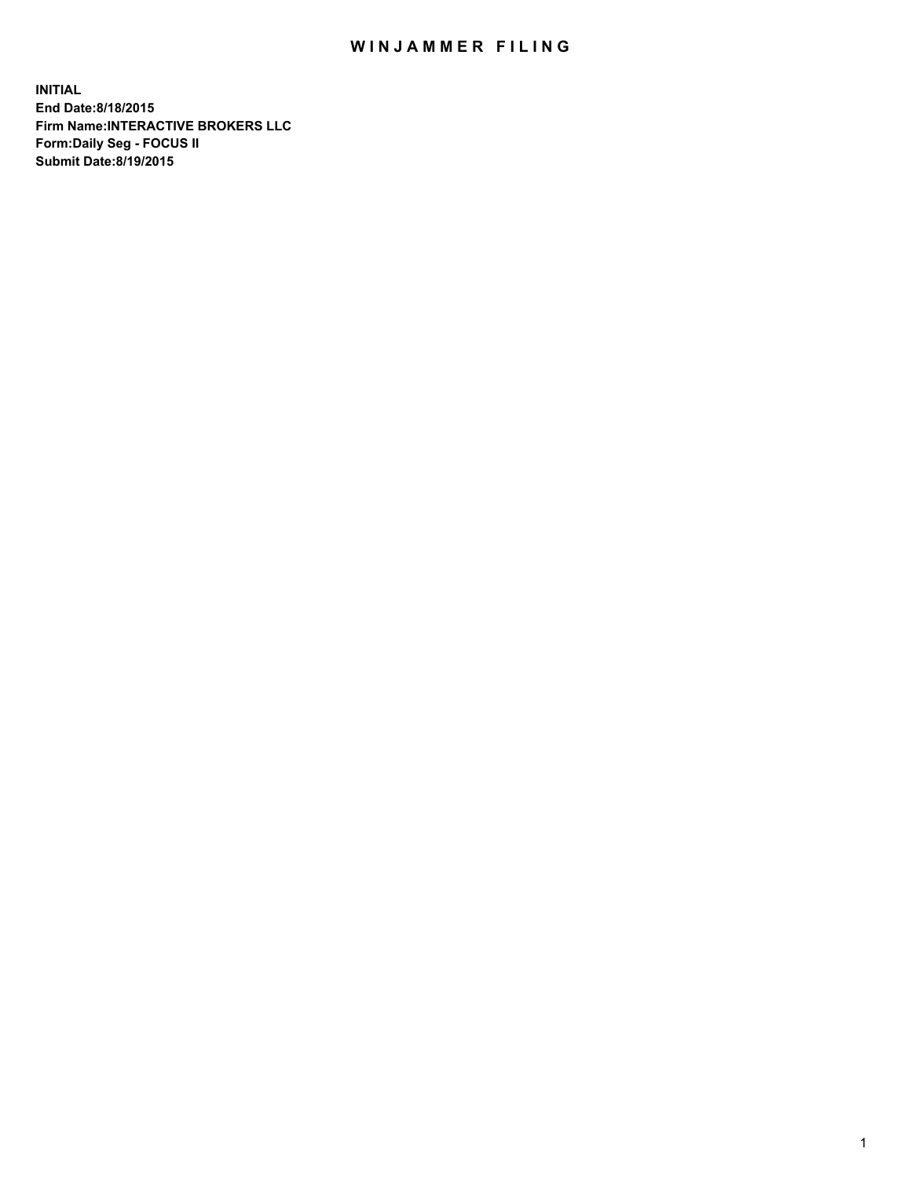# WINJAMMER FILING

**INITIAL**
**End Date:8/18/2015**
**Firm Name:INTERACTIVE BROKERS LLC**
**Form:Daily Seg - FOCUS II**
**Submit Date:8/19/2015**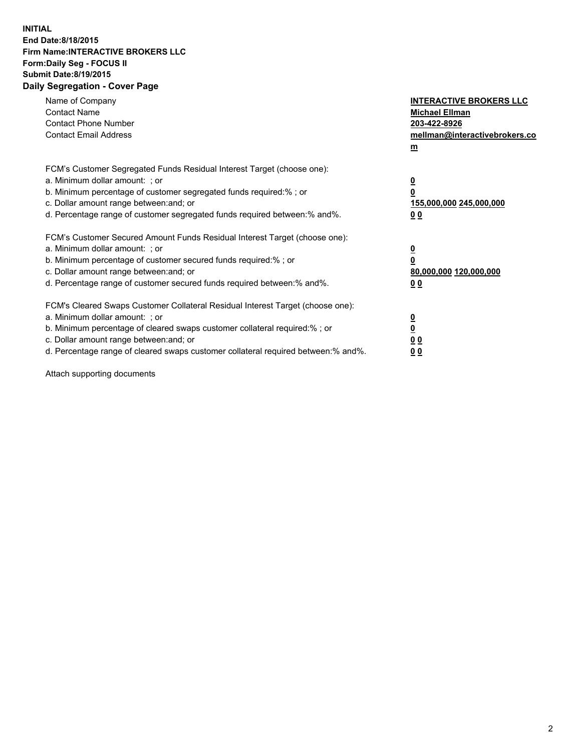**INITIAL**
**End Date:8/18/2015**
**Firm Name:INTERACTIVE BROKERS LLC**
**Form:Daily Seg - FOCUS II**
**Submit Date:8/19/2015**

## Daily Segregation - Cover Page

| | |
|---|---|
| Name of Company | **INTERACTIVE BROKERS LLC** |
| Contact Name | **Michael Ellman** |
| Contact Phone Number | **203-422-8926** |
| Contact Email Address | **mellman@interactivebrokers.com** |

| | |
|---|---|
| FCM's Customer Segregated Funds Residual Interest Target (choose one): | |
| a. Minimum dollar amount: ; or | **0** |
| b. Minimum percentage of customer segregated funds required:% ; or | **0** |
| c. Dollar amount range between:and; or | **155,000,000 245,000,000** |
| d. Percentage range of customer segregated funds required between:% and%. | **0 0** |

| | |
|---|---|
| FCM's Customer Secured Amount Funds Residual Interest Target (choose one): | |
| a. Minimum dollar amount: ; or | **0** |
| b. Minimum percentage of customer secured funds required:% ; or | **0** |
| c. Dollar amount range between:and; or | **80,000,000 120,000,000** |
| d. Percentage range of customer secured funds required between:% and%. | **0 0** |

| | |
|---|---|
| FCM's Cleared Swaps Customer Collateral Residual Interest Target (choose one): | |
| a. Minimum dollar amount: ; or | **0** |
| b. Minimum percentage of cleared swaps customer collateral required:% ; or | **0** |
| c. Dollar amount range between:and; or | **0 0** |
| d. Percentage range of cleared swaps customer collateral required between:% and%. | **0 0** |

Attach supporting documents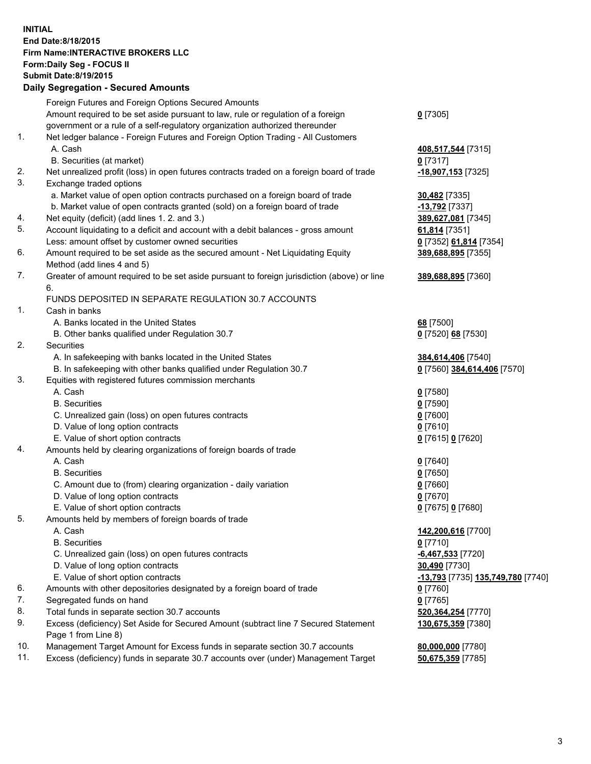**INITIAL**
**End Date:8/18/2015**
**Firm Name:INTERACTIVE BROKERS LLC**
**Form:Daily Seg - FOCUS II**
**Submit Date:8/19/2015**

**Daily Segregation - Secured Amounts**

| | | |
|---|---|---|
| | Foreign Futures and Foreign Options Secured Amounts | |
| | Amount required to be set aside pursuant to law, rule or regulation of a foreign government or a rule of a self-regulatory organization authorized thereunder | **0** [7305] |
| 1. | Net ledger balance - Foreign Futures and Foreign Option Trading - All Customers | |
| | A. Cash | **408,517,544** [7315] |
| | B. Securities (at market) | **0** [7317] |
| 2. | Net unrealized profit (loss) in open futures contracts traded on a foreign board of trade | **-18,907,153** [7325] |
| 3. | Exchange traded options | |
| | a. Market value of open option contracts purchased on a foreign board of trade | **30,482** [7335] |
| | b. Market value of open contracts granted (sold) on a foreign board of trade | **-13,792** [7337] |
| 4. | Net equity (deficit) (add lines 1. 2. and 3.) | **389,627,081** [7345] |
| 5. | Account liquidating to a deficit and account with a debit balances - gross amount | **61,814** [7351] |
| | Less: amount offset by customer owned securities | **0** [7352] **61,814** [7354] |
| 6. | Amount required to be set aside as the secured amount - Net Liquidating Equity Method (add lines 4 and 5) | **389,688,895** [7355] |
| 7. | Greater of amount required to be set aside pursuant to foreign jurisdiction (above) or line 6. | **389,688,895** [7360] |
| | FUNDS DEPOSITED IN SEPARATE REGULATION 30.7 ACCOUNTS | |
| 1. | Cash in banks | |
| | A. Banks located in the United States | **68** [7500] |
| | B. Other banks qualified under Regulation 30.7 | **0** [7520] **68** [7530] |
| 2. | Securities | |
| | A. In safekeeping with banks located in the United States | **384,614,406** [7540] |
| | B. In safekeeping with other banks qualified under Regulation 30.7 | **0** [7560] **384,614,406** [7570] |
| 3. | Equities with registered futures commission merchants | |
| | A. Cash | **0** [7580] |
| | B. Securities | **0** [7590] |
| | C. Unrealized gain (loss) on open futures contracts | **0** [7600] |
| | D. Value of long option contracts | **0** [7610] |
| | E. Value of short option contracts | **0** [7615] **0** [7620] |
| 4. | Amounts held by clearing organizations of foreign boards of trade | |
| | A. Cash | **0** [7640] |
| | B. Securities | **0** [7650] |
| | C. Amount due to (from) clearing organization - daily variation | **0** [7660] |
| | D. Value of long option contracts | **0** [7670] |
| | E. Value of short option contracts | **0** [7675] **0** [7680] |
| 5. | Amounts held by members of foreign boards of trade | |
| | A. Cash | **142,200,616** [7700] |
| | B. Securities | **0** [7710] |
| | C. Unrealized gain (loss) on open futures contracts | **-6,467,533** [7720] |
| | D. Value of long option contracts | **30,490** [7730] |
| | E. Value of short option contracts | **-13,793** [7735] **135,749,780** [7740] |
| 6. | Amounts with other depositories designated by a foreign board of trade | **0** [7760] |
| 7. | Segregated funds on hand | **0** [7765] |
| 8. | Total funds in separate section 30.7 accounts | **520,364,254** [7770] |
| 9. | Excess (deficiency) Set Aside for Secured Amount (subtract line 7 Secured Statement Page 1 from Line 8) | **130,675,359** [7380] |
| 10. | Management Target Amount for Excess funds in separate section 30.7 accounts | **80,000,000** [7780] |
| 11. | Excess (deficiency) funds in separate 30.7 accounts over (under) Management Target | **50,675,359** [7785] |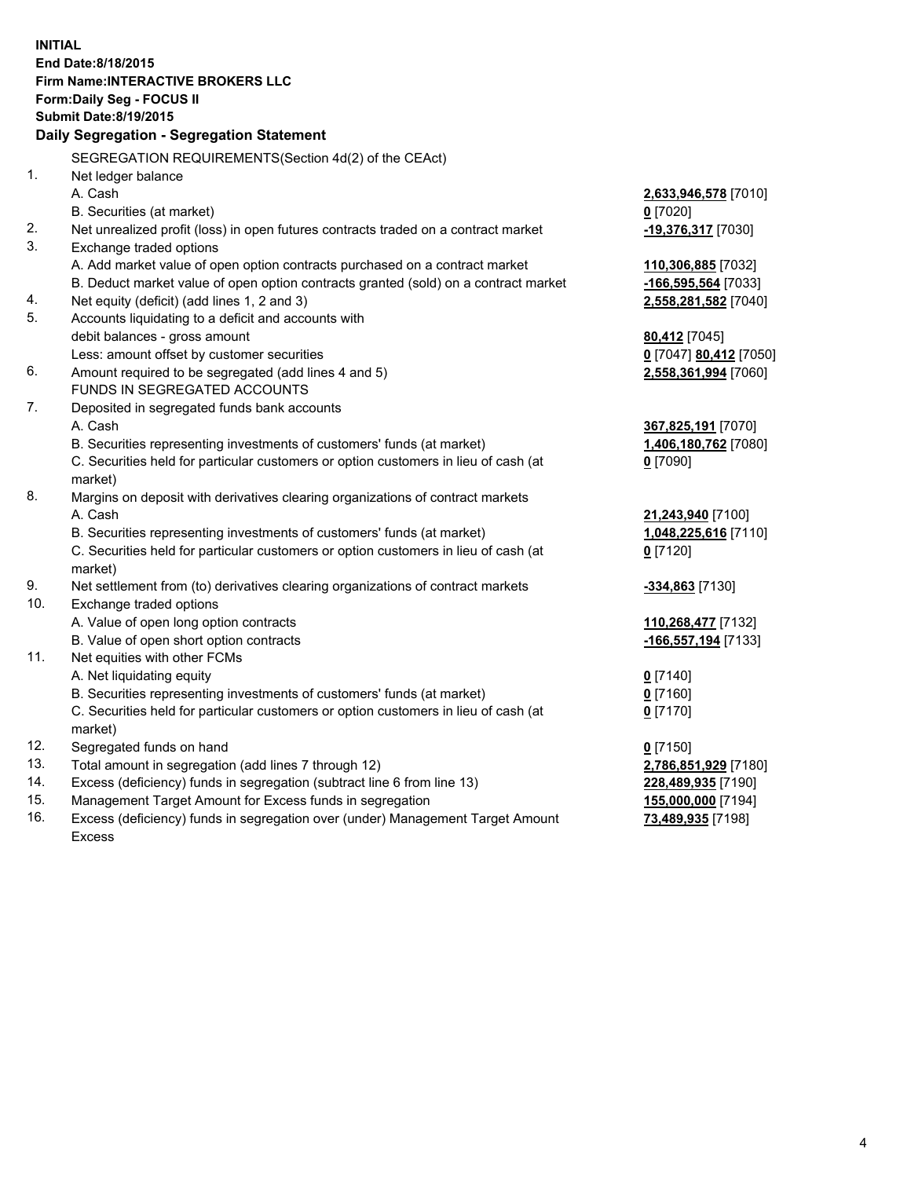**INITIAL**
**End Date:8/18/2015**
**Firm Name:INTERACTIVE BROKERS LLC**
**Form:Daily Seg - FOCUS II**
**Submit Date:8/19/2015**

**Daily Segregation - Segregation Statement**

| | | |
|---|---|---|
| | SEGREGATION REQUIREMENTS(Section 4d(2) of the CEAct) | |
| 1. | Net ledger balance | |
| | A. Cash | **2,633,946,578** [7010] |
| | B. Securities (at market) | **0** [7020] |
| 2. | Net unrealized profit (loss) in open futures contracts traded on a contract market | **-19,376,317** [7030] |
| 3. | Exchange traded options | |
| | A. Add market value of open option contracts purchased on a contract market | **110,306,885** [7032] |
| | B. Deduct market value of open option contracts granted (sold) on a contract market | **-166,595,564** [7033] |
| 4. | Net equity (deficit) (add lines 1, 2 and 3) | **2,558,281,582** [7040] |
| 5. | Accounts liquidating to a deficit and accounts with debit balances - gross amount | **80,412** [7045] |
| | Less: amount offset by customer securities | **0** [7047] **80,412** [7050] |
| 6. | Amount required to be segregated (add lines 4 and 5) | **2,558,361,994** [7060] |
| | FUNDS IN SEGREGATED ACCOUNTS | |
| 7. | Deposited in segregated funds bank accounts | |
| | A. Cash | **367,825,191** [7070] |
| | B. Securities representing investments of customers' funds (at market) | **1,406,180,762** [7080] |
| | C. Securities held for particular customers or option customers in lieu of cash (at market) | **0** [7090] |
| 8. | Margins on deposit with derivatives clearing organizations of contract markets | |
| | A. Cash | **21,243,940** [7100] |
| | B. Securities representing investments of customers' funds (at market) | **1,048,225,616** [7110] |
| | C. Securities held for particular customers or option customers in lieu of cash (at market) | **0** [7120] |
| 9. | Net settlement from (to) derivatives clearing organizations of contract markets | **-334,863** [7130] |
| 10. | Exchange traded options | |
| | A. Value of open long option contracts | **110,268,477** [7132] |
| | B. Value of open short option contracts | **-166,557,194** [7133] |
| 11. | Net equities with other FCMs | |
| | A. Net liquidating equity | **0** [7140] |
| | B. Securities representing investments of customers' funds (at market) | **0** [7160] |
| | C. Securities held for particular customers or option customers in lieu of cash (at market) | **0** [7170] |
| 12. | Segregated funds on hand | **0** [7150] |
| 13. | Total amount in segregation (add lines 7 through 12) | **2,786,851,929** [7180] |
| 14. | Excess (deficiency) funds in segregation (subtract line 6 from line 13) | **228,489,935** [7190] |
| 15. | Management Target Amount for Excess funds in segregation | **155,000,000** [7194] |
| 16. | Excess (deficiency) funds in segregation over (under) Management Target Amount Excess | **73,489,935** [7198] |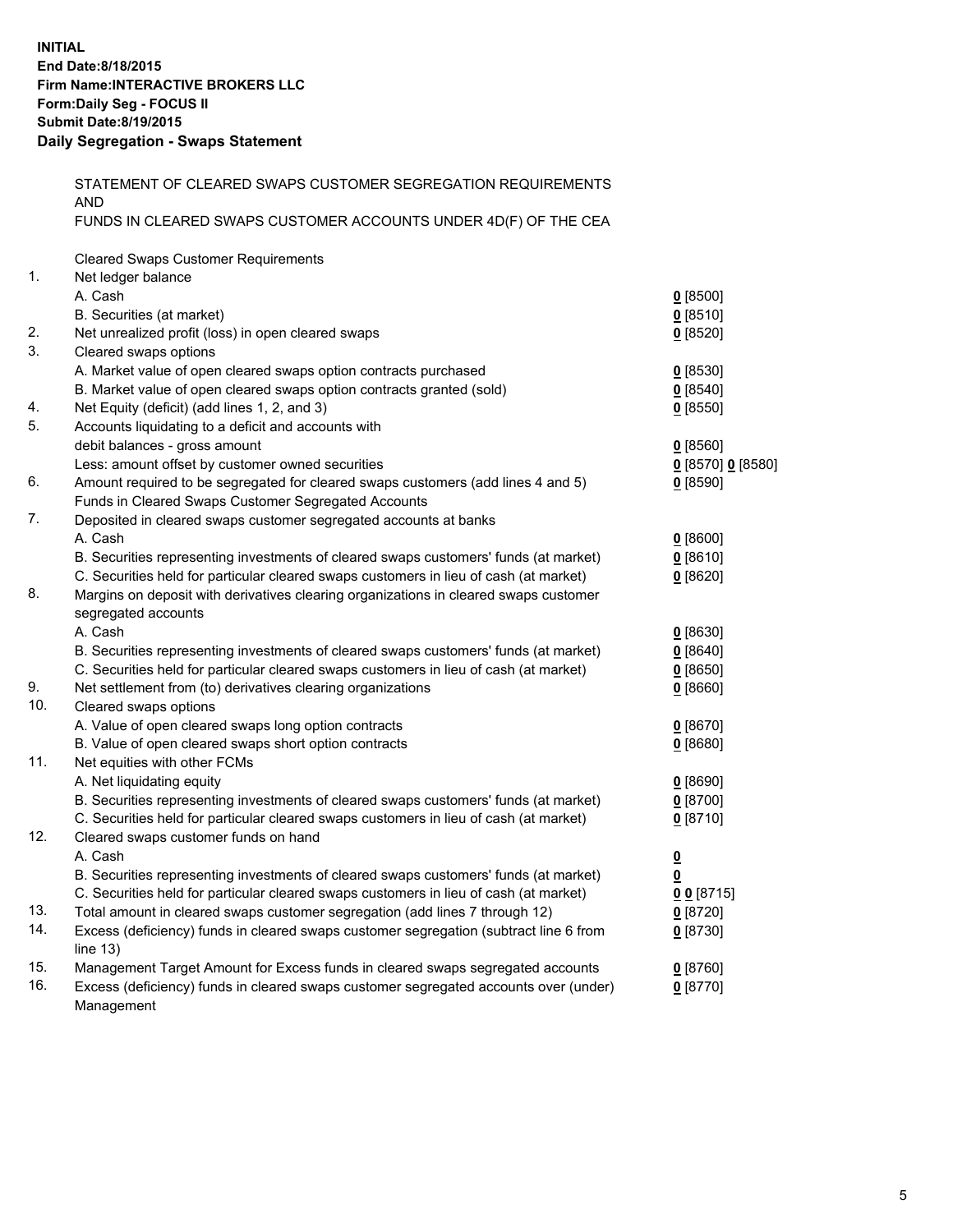**INITIAL**
**End Date:8/18/2015**
**Firm Name:INTERACTIVE BROKERS LLC**
**Form:Daily Seg - FOCUS II**
**Submit Date:8/19/2015**
**Daily Segregation - Swaps Statement**

STATEMENT OF CLEARED SWAPS CUSTOMER SEGREGATION REQUIREMENTS AND FUNDS IN CLEARED SWAPS CUSTOMER ACCOUNTS UNDER 4D(F) OF THE CEA

| | | |
|---|---|---|
| | Cleared Swaps Customer Requirements | |
| 1. | Net ledger balance | |
| | A. Cash | 0 [8500] |
| | B. Securities (at market) | 0 [8510] |
| 2. | Net unrealized profit (loss) in open cleared swaps | 0 [8520] |
| 3. | Cleared swaps options | |
| | A. Market value of open cleared swaps option contracts purchased | 0 [8530] |
| | B. Market value of open cleared swaps option contracts granted (sold) | 0 [8540] |
| 4. | Net Equity (deficit) (add lines 1, 2, and 3) | 0 [8550] |
| 5. | Accounts liquidating to a deficit and accounts with | |
| | debit balances - gross amount | 0 [8560] |
| | Less: amount offset by customer owned securities | 0 [8570] 0 [8580] |
| 6. | Amount required to be segregated for cleared swaps customers (add lines 4 and 5) | 0 [8590] |
| | Funds in Cleared Swaps Customer Segregated Accounts | |
| 7. | Deposited in cleared swaps customer segregated accounts at banks | |
| | A. Cash | 0 [8600] |
| | B. Securities representing investments of cleared swaps customers' funds (at market) | 0 [8610] |
| | C. Securities held for particular cleared swaps customers in lieu of cash (at market) | 0 [8620] |
| 8. | Margins on deposit with derivatives clearing organizations in cleared swaps customer segregated accounts | |
| | A. Cash | 0 [8630] |
| | B. Securities representing investments of cleared swaps customers' funds (at market) | 0 [8640] |
| | C. Securities held for particular cleared swaps customers in lieu of cash (at market) | 0 [8650] |
| 9. | Net settlement from (to) derivatives clearing organizations | 0 [8660] |
| 10. | Cleared swaps options | |
| | A. Value of open cleared swaps long option contracts | 0 [8670] |
| | B. Value of open cleared swaps short option contracts | 0 [8680] |
| 11. | Net equities with other FCMs | |
| | A. Net liquidating equity | 0 [8690] |
| | B. Securities representing investments of cleared swaps customers' funds (at market) | 0 [8700] |
| | C. Securities held for particular cleared swaps customers in lieu of cash (at market) | 0 [8710] |
| 12. | Cleared swaps customer funds on hand | |
| | A. Cash | 0 |
| | B. Securities representing investments of cleared swaps customers' funds (at market) | 0 |
| | C. Securities held for particular cleared swaps customers in lieu of cash (at market) | 0 0 [8715] |
| 13. | Total amount in cleared swaps customer segregation (add lines 7 through 12) | 0 [8720] |
| 14. | Excess (deficiency) funds in cleared swaps customer segregation (subtract line 6 from line 13) | 0 [8730] |
| 15. | Management Target Amount for Excess funds in cleared swaps segregated accounts | 0 [8760] |
| 16. | Excess (deficiency) funds in cleared swaps customer segregated accounts over (under) Management | 0 [8770] |